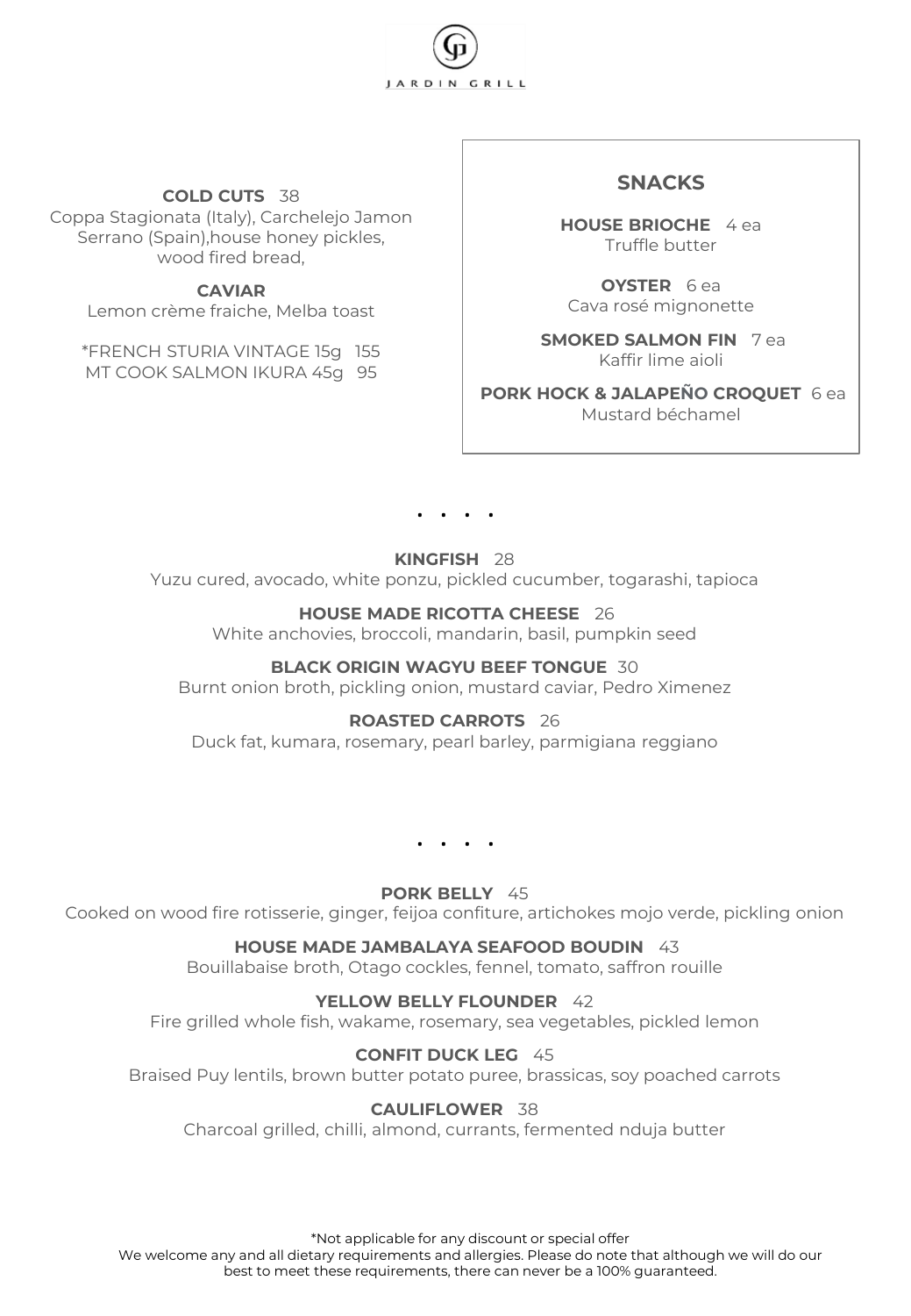JARDIN GRILL

**COLD CUTS** 38
Coppa Stagionata (Italy), Carchelejo Jamon Serrano (Spain),house honey pickles, wood fired bread,

**CAVIAR**
Lemon crème fraiche, Melba toast

*FRENCH STURIA VINTAGE 15g 155
MT COOK SALMON IKURA 45g 95

## SNACKS

**HOUSE BRIOCHE** 4 ea
Truffle butter

**OYSTER** 6 ea
Cava rosé mignonette

**SMOKED SALMON FIN** 7 ea
Kaffir lime aioli

**PORK HOCK & JALAPEÑO CROQUET** 6 ea
Mustard béchamel

. . . .

**KINGFISH** 28
Yuzu cured, avocado, white ponzu, pickled cucumber, togarashi, tapioca

**HOUSE MADE RICOTTA CHEESE** 26
White anchovies, broccoli, mandarin, basil, pumpkin seed

**BLACK ORIGIN WAGYU BEEF TONGUE** 30
Burnt onion broth, pickling onion, mustard caviar, Pedro Ximenez

**ROASTED CARROTS** 26
Duck fat, kumara, rosemary, pearl barley, parmigiana reggiano

. . . .

**PORK BELLY** 45
Cooked on wood fire rotisserie, ginger, feijoa confiture, artichokes mojo verde, pickling onion

**HOUSE MADE JAMBALAYA SEAFOOD BOUDIN** 43
Bouillabaise broth, Otago cockles, fennel, tomato, saffron rouille

**YELLOW BELLY FLOUNDER** 42
Fire grilled whole fish, wakame, rosemary, sea vegetables, pickled lemon

**CONFIT DUCK LEG** 45
Braised Puy lentils, brown butter potato puree, brassicas, soy poached carrots

**CAULIFLOWER** 38
Charcoal grilled, chilli, almond, currants, fermented nduja butter

*Not applicable for any discount or special offer
We welcome any and all dietary requirements and allergies. Please do note that although we will do our best to meet these requirements, there can never be a 100% guaranteed.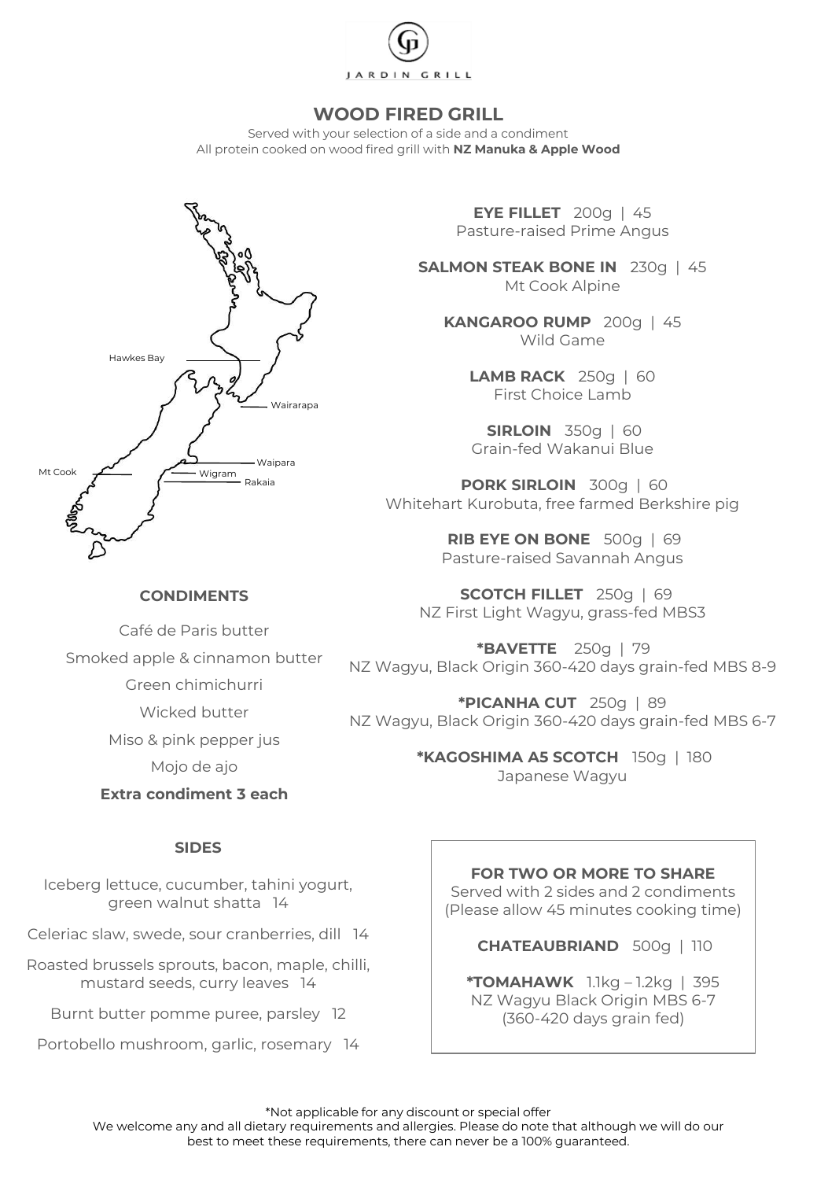JARDIN GRILL

# WOOD FIRED GRILL

Served with your selection of a side and a condiment
All protein cooked on wood fired grill with **NZ Manuka & Apple Wood**

Hawkes Bay
Wairarapa
Mt Cook
Wigram
Waipara
Rakaia

**EYE FILLET** 200g | 45
Pasture-raised Prime Angus

**SALMON STEAK BONE IN** 230g | 45
Mt Cook Alpine

**KANGAROO RUMP** 200g | 45
Wild Game

**LAMB RACK** 250g | 60
First Choice Lamb

**SIRLOIN** 350g | 60
Grain-fed Wakanui Blue

**PORK SIRLOIN** 300g | 60
Whitehart Kurobuta, free farmed Berkshire pig

**RIB EYE ON BONE** 500g | 69
Pasture-raised Savannah Angus

**SCOTCH FILLET** 250g | 69
NZ First Light Wagyu, grass-fed MBS3

***BAVETTE** 250g | 79
NZ Wagyu, Black Origin 360-420 days grain-fed MBS 8-9

***PICANHA CUT** 250g | 89
NZ Wagyu, Black Origin 360-420 days grain-fed MBS 6-7

***KAGOSHIMA A5 SCOTCH** 150g | 180
Japanese Wagyu

## CONDIMENTS

Café de Paris butter
Smoked apple & cinnamon butter
Green chimichurri
Wicked butter
Miso & pink pepper jus
Mojo de ajo

**Extra condiment 3 each**

## SIDES

Iceberg lettuce, cucumber, tahini yogurt, green walnut shatta 14

Celeriac slaw, swede, sour cranberries, dill 14

Roasted brussels sprouts, bacon, maple, chilli, mustard seeds, curry leaves 14

Burnt butter pomme puree, parsley 12

Portobello mushroom, garlic, rosemary 14

## FOR TWO OR MORE TO SHARE

Served with 2 sides and 2 condiments
(Please allow 45 minutes cooking time)

**CHATEAUBRIAND** 500g | 110

***TOMAHAWK** 1.1kg – 1.2kg | 395
NZ Wagyu Black Origin MBS 6-7
(360-420 days grain fed)

*Not applicable for any discount or special offer
We welcome any and all dietary requirements and allergies. Please do note that although we will do our best to meet these requirements, there can never be a 100% guaranteed.